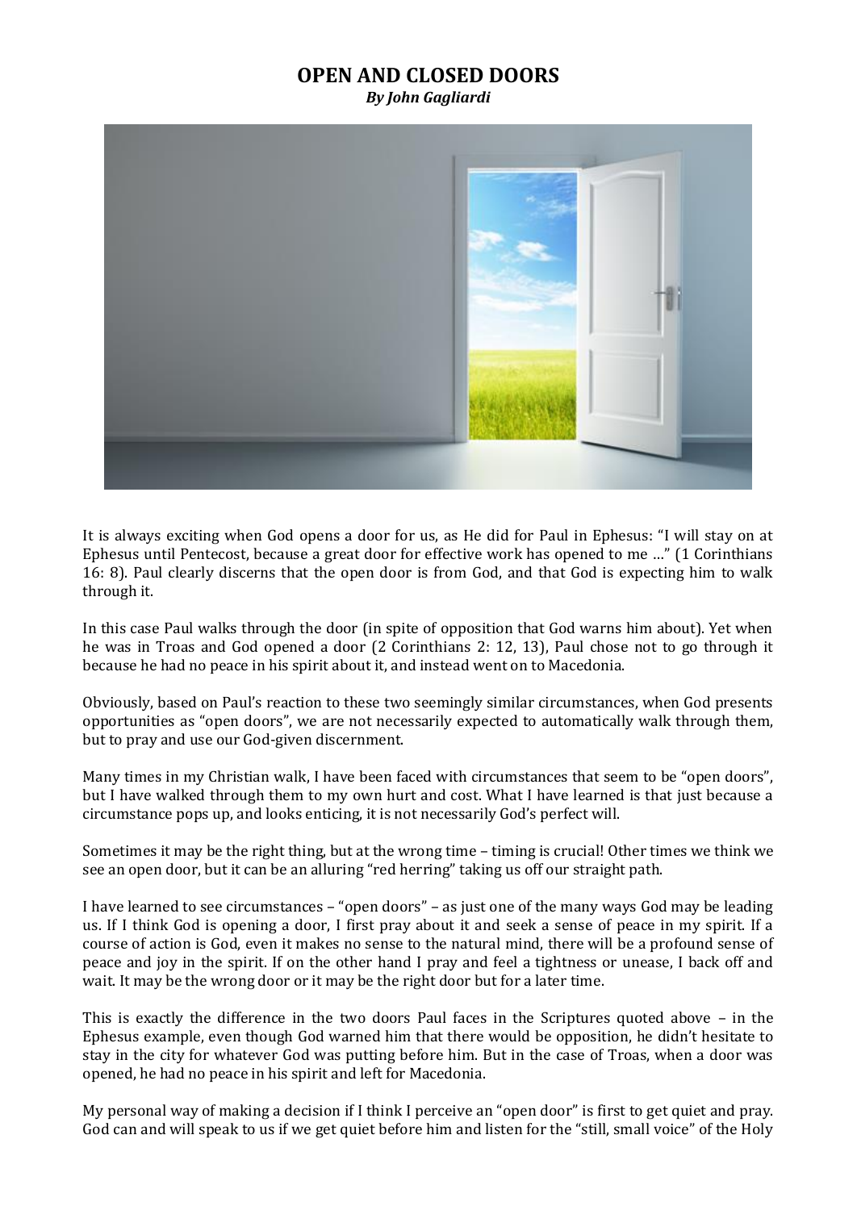# OPEN AND CLOSED DOORS

***By John Gagliardi***

It is always exciting when God opens a door for us, as He did for Paul in Ephesus: "I will stay on at Ephesus until Pentecost, because a great door for effective work has opened to me …" (1 Corinthians 16: 8). Paul clearly discerns that the open door is from God, and that God is expecting him to walk through it.

In this case Paul walks through the door (in spite of opposition that God warns him about). Yet when he was in Troas and God opened a door (2 Corinthians 2: 12, 13), Paul chose not to go through it because he had no peace in his spirit about it, and instead went on to Macedonia.

Obviously, based on Paul's reaction to these two seemingly similar circumstances, when God presents opportunities as "open doors", we are not necessarily expected to automatically walk through them, but to pray and use our God-given discernment.

Many times in my Christian walk, I have been faced with circumstances that seem to be "open doors", but I have walked through them to my own hurt and cost. What I have learned is that just because a circumstance pops up, and looks enticing, it is not necessarily God's perfect will.

Sometimes it may be the right thing, but at the wrong time – timing is crucial! Other times we think we see an open door, but it can be an alluring "red herring" taking us off our straight path.

I have learned to see circumstances – "open doors" – as just one of the many ways God may be leading us. If I think God is opening a door, I first pray about it and seek a sense of peace in my spirit. If a course of action is God, even it makes no sense to the natural mind, there will be a profound sense of peace and joy in the spirit. If on the other hand I pray and feel a tightness or unease, I back off and wait. It may be the wrong door or it may be the right door but for a later time.

This is exactly the difference in the two doors Paul faces in the Scriptures quoted above – in the Ephesus example, even though God warned him that there would be opposition, he didn't hesitate to stay in the city for whatever God was putting before him. But in the case of Troas, when a door was opened, he had no peace in his spirit and left for Macedonia.

My personal way of making a decision if I think I perceive an "open door" is first to get quiet and pray. God can and will speak to us if we get quiet before him and listen for the "still, small voice" of the Holy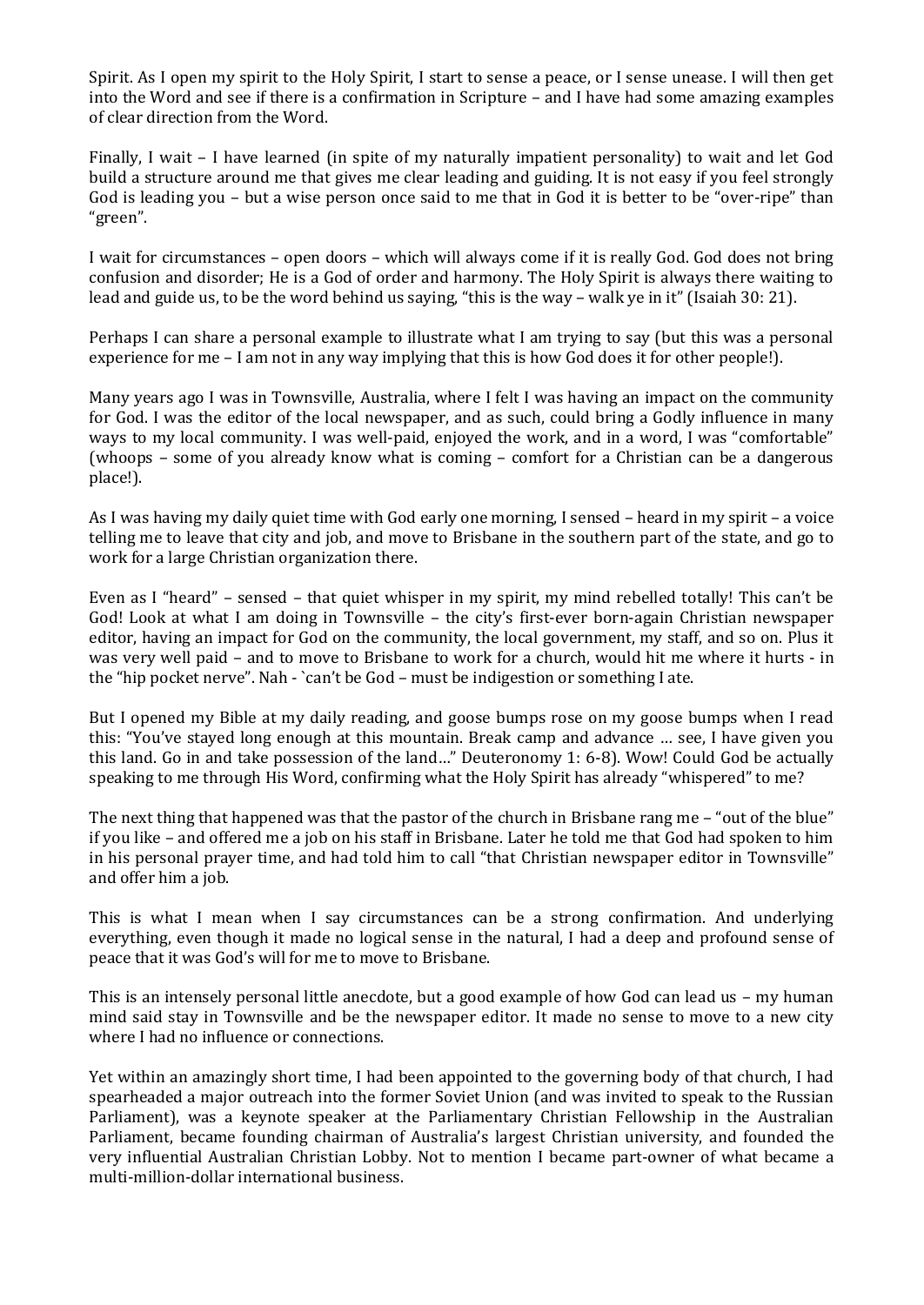Spirit. As I open my spirit to the Holy Spirit, I start to sense a peace, or I sense unease. I will then get into the Word and see if there is a confirmation in Scripture – and I have had some amazing examples of clear direction from the Word.

Finally, I wait – I have learned (in spite of my naturally impatient personality) to wait and let God build a structure around me that gives me clear leading and guiding. It is not easy if you feel strongly God is leading you – but a wise person once said to me that in God it is better to be "over-ripe" than "green".

I wait for circumstances – open doors – which will always come if it is really God. God does not bring confusion and disorder; He is a God of order and harmony. The Holy Spirit is always there waiting to lead and guide us, to be the word behind us saying, "this is the way – walk ye in it" (Isaiah 30: 21).

Perhaps I can share a personal example to illustrate what I am trying to say (but this was a personal experience for me – I am not in any way implying that this is how God does it for other people!).

Many years ago I was in Townsville, Australia, where I felt I was having an impact on the community for God. I was the editor of the local newspaper, and as such, could bring a Godly influence in many ways to my local community. I was well-paid, enjoyed the work, and in a word, I was "comfortable" (whoops – some of you already know what is coming – comfort for a Christian can be a dangerous place!).

As I was having my daily quiet time with God early one morning, I sensed – heard in my spirit – a voice telling me to leave that city and job, and move to Brisbane in the southern part of the state, and go to work for a large Christian organization there.

Even as I "heard" – sensed – that quiet whisper in my spirit, my mind rebelled totally! This can't be God! Look at what I am doing in Townsville – the city's first-ever born-again Christian newspaper editor, having an impact for God on the community, the local government, my staff, and so on. Plus it was very well paid – and to move to Brisbane to work for a church, would hit me where it hurts - in the "hip pocket nerve". Nah - `can't be God – must be indigestion or something I ate.

But I opened my Bible at my daily reading, and goose bumps rose on my goose bumps when I read this: "You've stayed long enough at this mountain. Break camp and advance … see, I have given you this land. Go in and take possession of the land…" Deuteronomy 1: 6-8). Wow! Could God be actually speaking to me through His Word, confirming what the Holy Spirit has already "whispered" to me?

The next thing that happened was that the pastor of the church in Brisbane rang me – "out of the blue" if you like – and offered me a job on his staff in Brisbane. Later he told me that God had spoken to him in his personal prayer time, and had told him to call "that Christian newspaper editor in Townsville" and offer him a job.

This is what I mean when I say circumstances can be a strong confirmation. And underlying everything, even though it made no logical sense in the natural, I had a deep and profound sense of peace that it was God's will for me to move to Brisbane.

This is an intensely personal little anecdote, but a good example of how God can lead us – my human mind said stay in Townsville and be the newspaper editor. It made no sense to move to a new city where I had no influence or connections.

Yet within an amazingly short time, I had been appointed to the governing body of that church, I had spearheaded a major outreach into the former Soviet Union (and was invited to speak to the Russian Parliament), was a keynote speaker at the Parliamentary Christian Fellowship in the Australian Parliament, became founding chairman of Australia's largest Christian university, and founded the very influential Australian Christian Lobby. Not to mention I became part-owner of what became a multi-million-dollar international business.